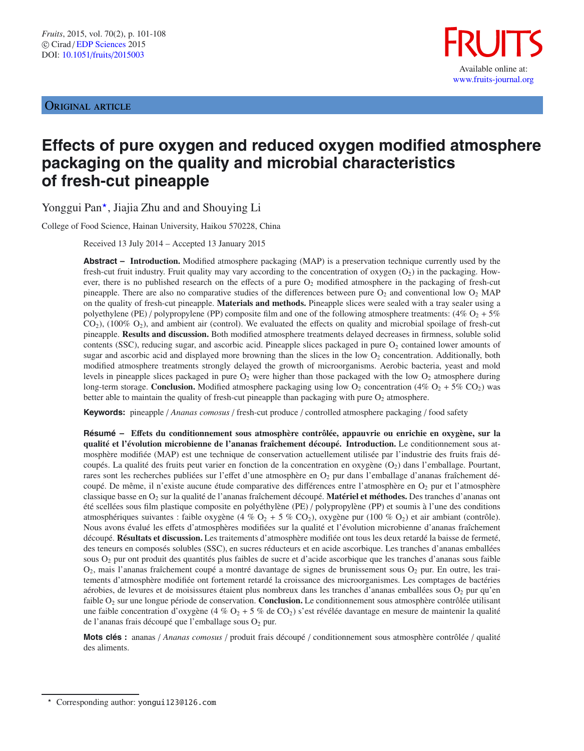*Fruits*, 2015, vol. 70(2), p. 101-108
© Cirad / EDP Sciences 2015
DOI: 10.1051/fruits/2015003

FRUITS

Available online at:
www.fruits-journal.org

Original article

# Effects of pure oxygen and reduced oxygen modified atmosphere packaging on the quality and microbial characteristics of fresh-cut pineapple

Yonggui Pan*, Jiajia Zhu and and Shouying Li

College of Food Science, Hainan University, Haikou 570228, China

Received 13 July 2014 – Accepted 13 January 2015

**Abstract – Introduction.** Modified atmosphere packaging (MAP) is a preservation technique currently used by the fresh-cut fruit industry. Fruit quality may vary according to the concentration of oxygen ($O_2$) in the packaging. However, there is no published research on the effects of a pure $O_2$ modified atmosphere in the packaging of fresh-cut pineapple. There are also no comparative studies of the differences between pure $O_2$ and conventional low $O_2$ MAP on the quality of fresh-cut pineapple. **Materials and methods.** Pineapple slices were sealed with a tray sealer using a polyethylene (PE) / polypropylene (PP) composite film and one of the following atmosphere treatments: (4% $O_2$ + 5% $CO_2$), (100% $O_2$), and ambient air (control). We evaluated the effects on quality and microbial spoilage of fresh-cut pineapple. **Results and discussion.** Both modified atmosphere treatments delayed decreases in firmness, soluble solid contents (SSC), reducing sugar, and ascorbic acid. Pineapple slices packaged in pure $O_2$ contained lower amounts of sugar and ascorbic acid and displayed more browning than the slices in the low $O_2$ concentration. Additionally, both modified atmosphere treatments strongly delayed the growth of microorganisms. Aerobic bacteria, yeast and mold levels in pineapple slices packaged in pure $O_2$ were higher than those packaged with the low $O_2$ atmosphere during long-term storage. **Conclusion.** Modified atmosphere packaging using low $O_2$ concentration (4% $O_2$ + 5% $CO_2$) was better able to maintain the quality of fresh-cut pineapple than packaging with pure $O_2$ atmosphere.

**Keywords:** pineapple / *Ananas comosus* / fresh-cut produce / controlled atmosphere packaging / food safety

**Résumé – Effets du conditionnement sous atmosphère contrôlée, appauvrie ou enrichie en oxygène, sur la qualité et l'évolution microbienne de l'ananas fraîchement découpé. Introduction.** Le conditionnement sous atmosphère modifiée (MAP) est une technique de conservation actuellement utilisée par l'industrie des fruits frais découpés. La qualité des fruits peut varier en fonction de la concentration en oxygène ($O_2$) dans l'emballage. Pourtant, rares sont les recherches publiées sur l'effet d'une atmosphère en $O_2$ pur dans l'emballage d'ananas fraîchement découpé. De même, il n'existe aucune étude comparative des différences entre l'atmosphère en $O_2$ pur et l'atmosphère classique basse en $O_2$ sur la qualité de l'ananas fraîchement découpé. **Matériel et méthodes.** Des tranches d'ananas ont été scellées sous film plastique composite en polyéthylène (PE) / polypropylène (PP) et soumis à l'une des conditions atmosphériques suivantes : faible oxygène (4 % $O_2$ + 5 % $CO_2$), oxygène pur (100 % $O_2$) et air ambiant (contrôle). Nous avons évalué les effets d'atmosphères modifiées sur la qualité et l'évolution microbienne d'ananas fraîchement découpé. **Résultats et discussion.** Les traitements d'atmosphère modifiée ont tous les deux retardé la baisse de fermeté, des teneurs en composés solubles (SSC), en sucres réducteurs et en acide ascorbique. Les tranches d'ananas emballées sous $O_2$ pur ont produit des quantités plus faibles de sucre et d'acide ascorbique que les tranches d'ananas sous faible $O_2$, mais l'ananas fraîchement coupé a montré davantage de signes de brunissement sous $O_2$ pur. En outre, les traitements d'atmosphère modifiée ont fortement retardé la croissance des microorganismes. Les comptages de bactéries aérobies, de levures et de moisissures étaient plus nombreux dans les tranches d'ananas emballées sous $O_2$ pur qu'en faible $O_2$ sur une longue période de conservation. **Conclusion.** Le conditionnement sous atmosphère contrôlée utilisant une faible concentration d'oxygène (4 % $O_2$ + 5 % de $CO_2$) s'est révélée davantage en mesure de maintenir la qualité de l'ananas frais découpé que l'emballage sous $O_2$ pur.

**Mots clés :** ananas / *Ananas comosus* / produit frais découpé / conditionnement sous atmosphère contrôlée / qualité des aliments.

* Corresponding author: yongui123@126.com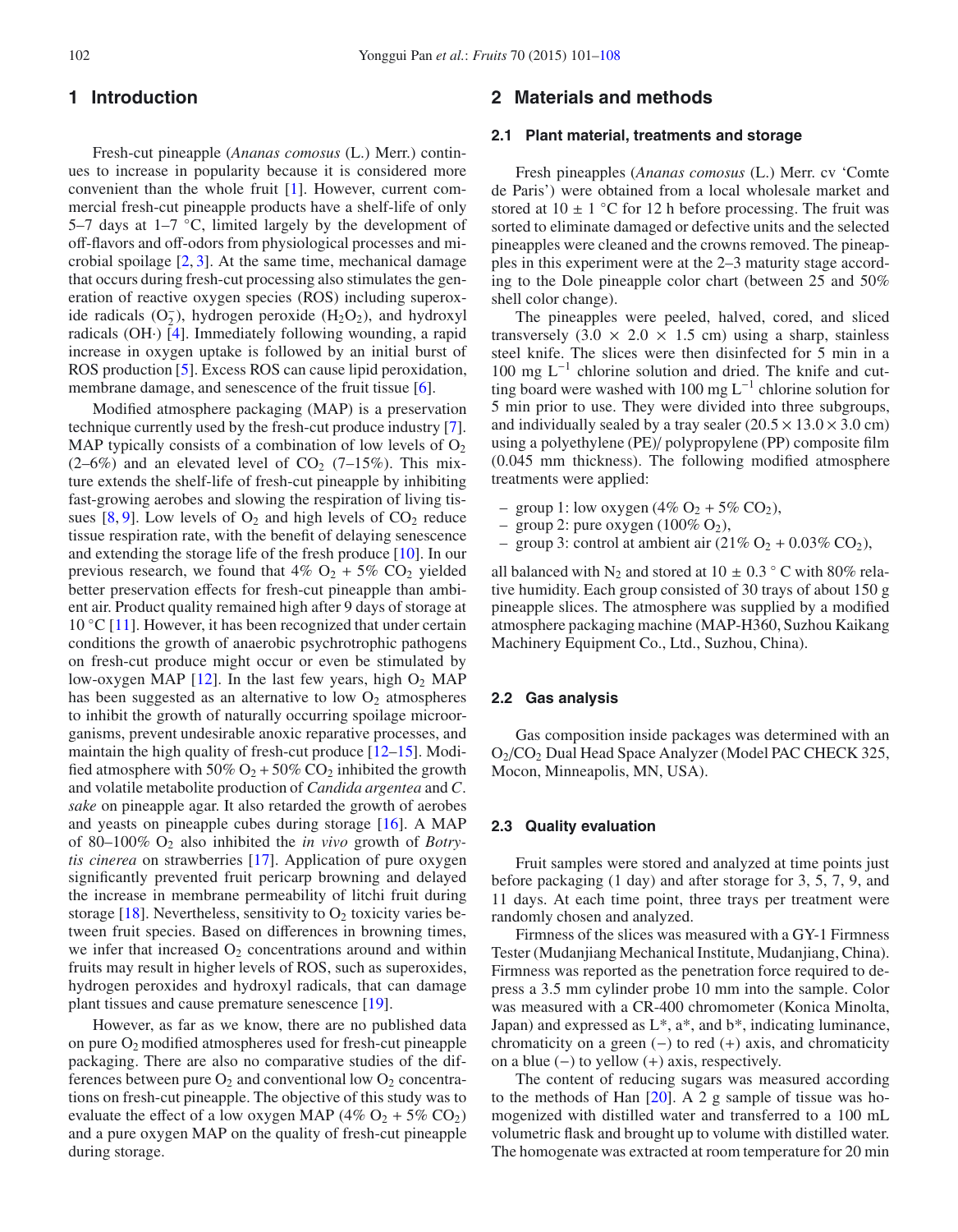## 1 Introduction

Fresh-cut pineapple (*Ananas comosus* (L.) Merr.) continues to increase in popularity because it is considered more convenient than the whole fruit [1]. However, current commercial fresh-cut pineapple products have a shelf-life of only 5–7 days at 1–7 °C, limited largely by the development of off-flavors and off-odors from physiological processes and microbial spoilage [2, 3]. At the same time, mechanical damage that occurs during fresh-cut processing also stimulates the generation of reactive oxygen species (ROS) including superoxide radicals ($O_2^-$), hydrogen peroxide ($H_2O_2$), and hydroxyl radicals (OH·) [4]. Immediately following wounding, a rapid increase in oxygen uptake is followed by an initial burst of ROS production [5]. Excess ROS can cause lipid peroxidation, membrane damage, and senescence of the fruit tissue [6].

Modified atmosphere packaging (MAP) is a preservation technique currently used by the fresh-cut produce industry [7]. MAP typically consists of a combination of low levels of $O_2$ (2–6%) and an elevated level of $CO_2$ (7–15%). This mixture extends the shelf-life of fresh-cut pineapple by inhibiting fast-growing aerobes and slowing the respiration of living tissues [8, 9]. Low levels of $O_2$ and high levels of $CO_2$ reduce tissue respiration rate, with the benefit of delaying senescence and extending the storage life of the fresh produce [10]. In our previous research, we found that 4% $O_2$ + 5% $CO_2$ yielded better preservation effects for fresh-cut pineapple than ambient air. Product quality remained high after 9 days of storage at 10 °C [11]. However, it has been recognized that under certain conditions the growth of anaerobic psychrotrophic pathogens on fresh-cut produce might occur or even be stimulated by low-oxygen MAP [12]. In the last few years, high $O_2$ MAP has been suggested as an alternative to low $O_2$ atmospheres to inhibit the growth of naturally occurring spoilage microorganisms, prevent undesirable anoxic reparative processes, and maintain the high quality of fresh-cut produce [12–15]. Modified atmosphere with 50% $O_2$ + 50% $CO_2$ inhibited the growth and volatile metabolite production of *Candida argentea* and *C. sake* on pineapple agar. It also retarded the growth of aerobes and yeasts on pineapple cubes during storage [16]. A MAP of 80–100% $O_2$ also inhibited the *in vivo* growth of *Botrytis cinerea* on strawberries [17]. Application of pure oxygen significantly prevented fruit pericarp browning and delayed the increase in membrane permeability of litchi fruit during storage [18]. Nevertheless, sensitivity to $O_2$ toxicity varies between fruit species. Based on differences in browning times, we infer that increased $O_2$ concentrations around and within fruits may result in higher levels of ROS, such as superoxides, hydrogen peroxides and hydroxyl radicals, that can damage plant tissues and cause premature senescence [19].

However, as far as we know, there are no published data on pure $O_2$ modified atmospheres used for fresh-cut pineapple packaging. There are also no comparative studies of the differences between pure $O_2$ and conventional low $O_2$ concentrations on fresh-cut pineapple. The objective of this study was to evaluate the effect of a low oxygen MAP (4% $O_2$ + 5% $CO_2$) and a pure oxygen MAP on the quality of fresh-cut pineapple during storage.

## 2 Materials and methods

### 2.1 Plant material, treatments and storage

Fresh pineapples (*Ananas comosus* (L.) Merr. cv 'Comte de Paris') were obtained from a local wholesale market and stored at 10 ± 1 °C for 12 h before processing. The fruit was sorted to eliminate damaged or defective units and the selected pineapples were cleaned and the crowns removed. The pineapples in this experiment were at the 2–3 maturity stage according to the Dole pineapple color chart (between 25 and 50% shell color change).

The pineapples were peeled, halved, cored, and sliced transversely (3.0 × 2.0 × 1.5 cm) using a sharp, stainless steel knife. The slices were then disinfected for 5 min in a 100 mg $L^{-1}$ chlorine solution and dried. The knife and cutting board were washed with 100 mg $L^{-1}$ chlorine solution for 5 min prior to use. They were divided into three subgroups, and individually sealed by a tray sealer (20.5 × 13.0 × 3.0 cm) using a polyethylene (PE)/ polypropylene (PP) composite film (0.045 mm thickness). The following modified atmosphere treatments were applied:

- group 1: low oxygen (4% $O_2$ + 5% $CO_2$),
- group 2: pure oxygen (100% $O_2$),
- group 3: control at ambient air (21% $O_2$ + 0.03% $CO_2$),

all balanced with $N_2$ and stored at 10 ± 0.3 ° C with 80% relative humidity. Each group consisted of 30 trays of about 150 g pineapple slices. The atmosphere was supplied by a modified atmosphere packaging machine (MAP-H360, Suzhou Kaikang Machinery Equipment Co., Ltd., Suzhou, China).

### 2.2 Gas analysis

Gas composition inside packages was determined with an $O_2$/$CO_2$ Dual Head Space Analyzer (Model PAC CHECK 325, Mocon, Minneapolis, MN, USA).

### 2.3 Quality evaluation

Fruit samples were stored and analyzed at time points just before packaging (1 day) and after storage for 3, 5, 7, 9, and 11 days. At each time point, three trays per treatment were randomly chosen and analyzed.

Firmness of the slices was measured with a GY-1 Firmness Tester (Mudanjiang Mechanical Institute, Mudanjiang, China). Firmness was reported as the penetration force required to depress a 3.5 mm cylinder probe 10 mm into the sample. Color was measured with a CR-400 chromometer (Konica Minolta, Japan) and expressed as L*, a*, and b*, indicating luminance, chromaticity on a green (−) to red (+) axis, and chromaticity on a blue (−) to yellow (+) axis, respectively.

The content of reducing sugars was measured according to the methods of Han [20]. A 2 g sample of tissue was homogenized with distilled water and transferred to a 100 mL volumetric flask and brought up to volume with distilled water. The homogenate was extracted at room temperature for 20 min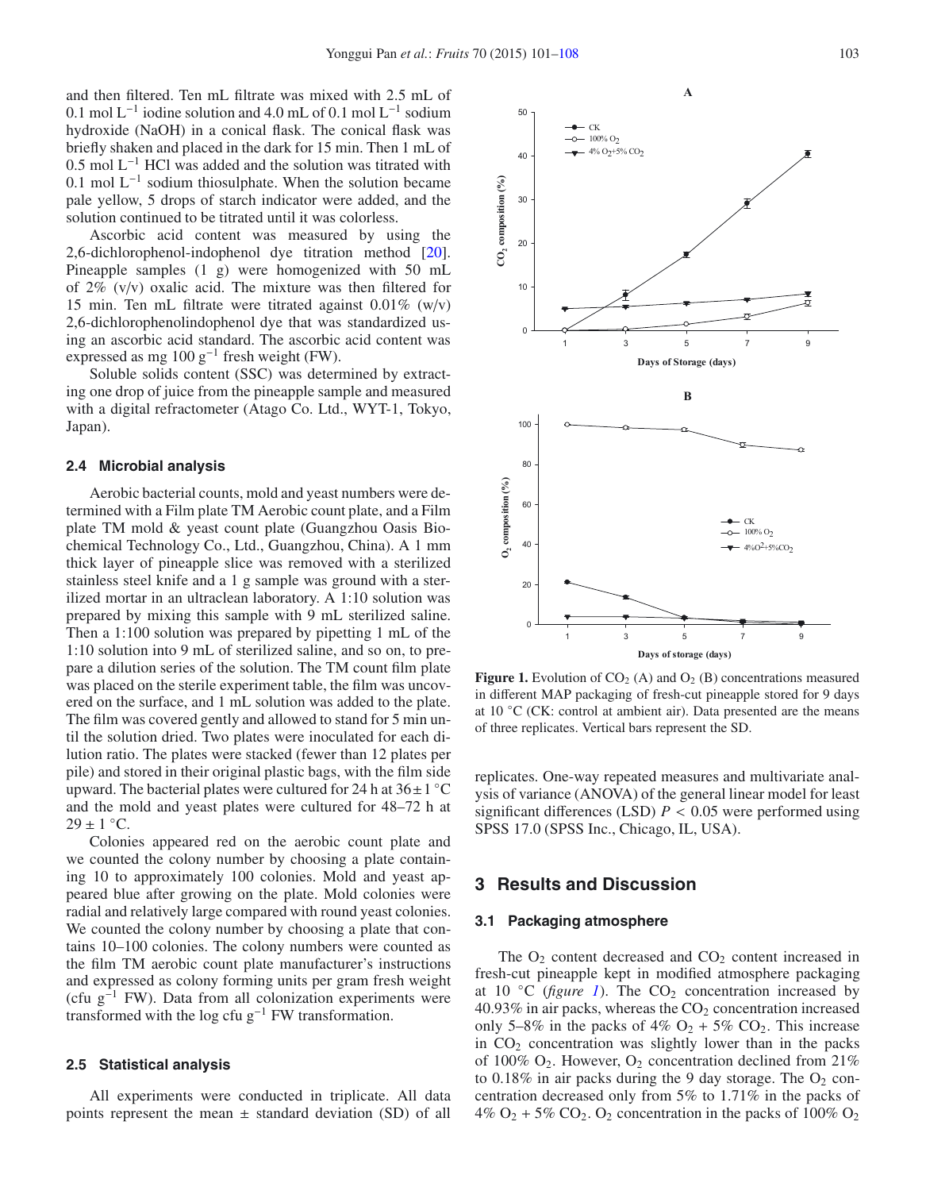and then filtered. Ten mL filtrate was mixed with 2.5 mL of 0.1 mol $L^{-1}$ iodine solution and 4.0 mL of 0.1 mol $L^{-1}$ sodium hydroxide (NaOH) in a conical flask. The conical flask was briefly shaken and placed in the dark for 15 min. Then 1 mL of 0.5 mol $L^{-1}$ HCl was added and the solution was titrated with 0.1 mol $L^{-1}$ sodium thiosulphate. When the solution became pale yellow, 5 drops of starch indicator were added, and the solution continued to be titrated until it was colorless.

Ascorbic acid content was measured by using the 2,6-dichlorophenol-indophenol dye titration method [20]. Pineapple samples (1 g) were homogenized with 50 mL of 2% (v/v) oxalic acid. The mixture was then filtered for 15 min. Ten mL filtrate were titrated against 0.01% (w/v) 2,6-dichlorophenolindophenol dye that was standardized using an ascorbic acid standard. The ascorbic acid content was expressed as mg 100 $g^{-1}$ fresh weight (FW).

Soluble solids content (SSC) was determined by extracting one drop of juice from the pineapple sample and measured with a digital refractometer (Atago Co. Ltd., WYT-1, Tokyo, Japan).

### 2.4 Microbial analysis

Aerobic bacterial counts, mold and yeast numbers were determined with a Film plate TM Aerobic count plate, and a Film plate TM mold & yeast count plate (Guangzhou Oasis Biochemical Technology Co., Ltd., Guangzhou, China). A 1 mm thick layer of pineapple slice was removed with a sterilized stainless steel knife and a 1 g sample was ground with a sterilized mortar in an ultraclean laboratory. A 1:10 solution was prepared by mixing this sample with 9 mL sterilized saline. Then a 1:100 solution was prepared by pipetting 1 mL of the 1:10 solution into 9 mL of sterilized saline, and so on, to prepare a dilution series of the solution. The TM count film plate was placed on the sterile experiment table, the film was uncovered on the surface, and 1 mL solution was added to the plate. The film was covered gently and allowed to stand for 5 min until the solution dried. Two plates were inoculated for each dilution ratio. The plates were stacked (fewer than 12 plates per pile) and stored in their original plastic bags, with the film side upward. The bacterial plates were cultured for 24 h at $36 \pm 1$ °C and the mold and yeast plates were cultured for 48–72 h at $29 \pm 1$ °C.

Colonies appeared red on the aerobic count plate and we counted the colony number by choosing a plate containing 10 to approximately 100 colonies. Mold and yeast appeared blue after growing on the plate. Mold colonies were radial and relatively large compared with round yeast colonies. We counted the colony number by choosing a plate that contains 10–100 colonies. The colony numbers were counted as the film TM aerobic count plate manufacturer's instructions and expressed as colony forming units per gram fresh weight (cfu $g^{-1}$ FW). Data from all colonization experiments were transformed with the log cfu $g^{-1}$ FW transformation.

### 2.5 Statistical analysis

All experiments were conducted in triplicate. All data points represent the mean ± standard deviation (SD) of all replicates. One-way repeated measures and multivariate analysis of variance (ANOVA) of the general linear model for least significant differences (LSD) $P < 0.05$ were performed using SPSS 17.0 (SPSS Inc., Chicago, IL, USA).

**Figure 1.** Evolution of $CO_2$ (A) and $O_2$ (B) concentrations measured in different MAP packaging of fresh-cut pineapple stored for 9 days at 10 °C (CK: control at ambient air). Data presented are the means of three replicates. Vertical bars represent the SD.

## 3 Results and Discussion

### 3.1 Packaging atmosphere

The $O_2$ content decreased and $CO_2$ content increased in fresh-cut pineapple kept in modified atmosphere packaging at 10 °C (*figure 1*). The $CO_2$ concentration increased by 40.93% in air packs, whereas the $CO_2$ concentration increased only 5–8% in the packs of 4% $O_2$ + 5% $CO_2$. This increase in $CO_2$ concentration was slightly lower than in the packs of 100% $O_2$. However, $O_2$ concentration declined from 21% to 0.18% in air packs during the 9 day storage. The $O_2$ concentration decreased only from 5% to 1.71% in the packs of 4% $O_2$ + 5% $CO_2$. $O_2$ concentration in the packs of 100% $O_2$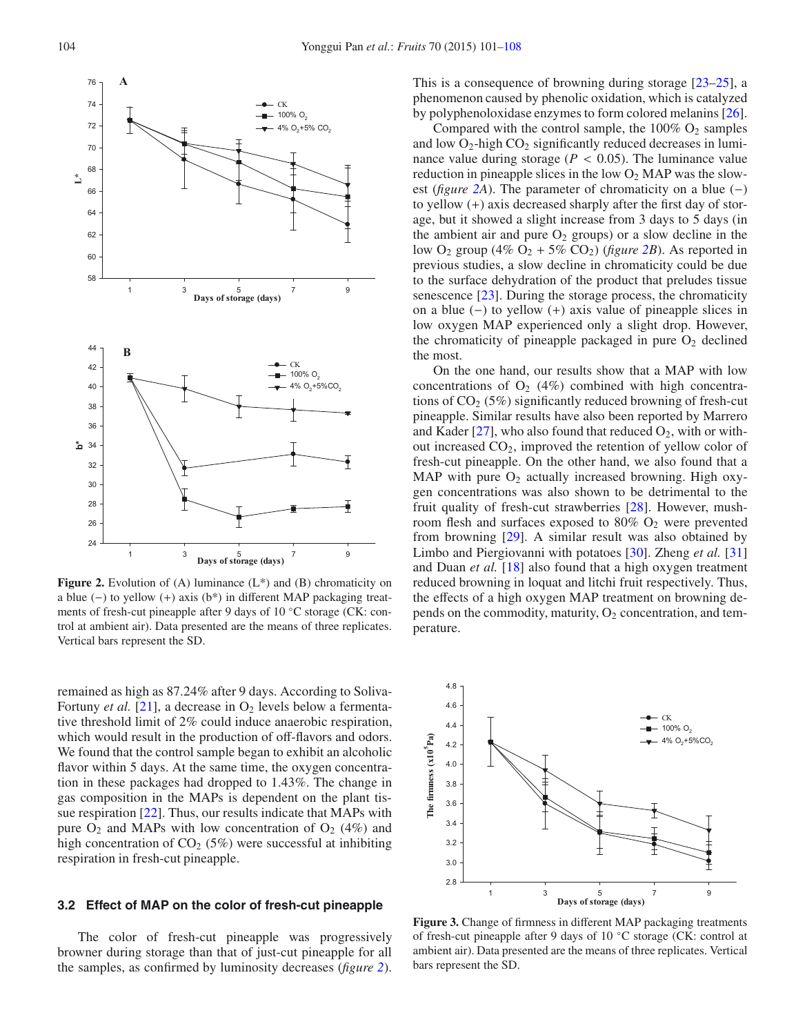Figure 2. Evolution of (A) luminance (L*) and (B) chromaticity on a blue (−) to yellow (+) axis (b*) in different MAP packaging treatments of fresh-cut pineapple after 9 days of 10 °C storage (CK: control at ambient air). Data presented are the means of three replicates. Vertical bars represent the SD.

remained as high as 87.24% after 9 days. According to Soliva-Fortuny *et al.* [21], a decrease in $O_2$ levels below a fermentative threshold limit of 2% could induce anaerobic respiration, which would result in the production of off-flavors and odors. We found that the control sample began to exhibit an alcoholic flavor within 5 days. At the same time, the oxygen concentration in these packages had dropped to 1.43%. The change in gas composition in the MAPs is dependent on the plant tissue respiration [22]. Thus, our results indicate that MAPs with pure $O_2$ and MAPs with low concentration of $O_2$ (4%) and high concentration of $CO_2$ (5%) were successful at inhibiting respiration in fresh-cut pineapple.

## 3.2 Effect of MAP on the color of fresh-cut pineapple

The color of fresh-cut pineapple was progressively browner during storage than that of just-cut pineapple for all the samples, as confirmed by luminosity decreases (*figure 2*). This is a consequence of browning during storage [23–25], a phenomenon caused by phenolic oxidation, which is catalyzed by polyphenoloxidase enzymes to form colored melanins [26].

Compared with the control sample, the 100% $O_2$ samples and low $O_2$-high $CO_2$ significantly reduced decreases in luminance value during storage ($P < 0.05$). The luminance value reduction in pineapple slices in the low $O_2$ MAP was the slowest (*figure 2A*). The parameter of chromaticity on a blue (−) to yellow (+) axis decreased sharply after the first day of storage, but it showed a slight increase from 3 days to 5 days (in the ambient air and pure $O_2$ groups) or a slow decline in the low $O_2$ group (4% $O_2$ + 5% $CO_2$) (*figure 2B*). As reported in previous studies, a slow decline in chromaticity could be due to the surface dehydration of the product that preludes tissue senescence [23]. During the storage process, the chromaticity on a blue (−) to yellow (+) axis value of pineapple slices in low oxygen MAP experienced only a slight drop. However, the chromaticity of pineapple packaged in pure $O_2$ declined the most.

On the one hand, our results show that a MAP with low concentrations of $O_2$ (4%) combined with high concentrations of $CO_2$ (5%) significantly reduced browning of fresh-cut pineapple. Similar results have also been reported by Marrero and Kader [27], who also found that reduced $O_2$, with or without increased $CO_2$, improved the retention of yellow color of fresh-cut pineapple. On the other hand, we also found that a MAP with pure $O_2$ actually increased browning. High oxygen concentrations was also shown to be detrimental to the fruit quality of fresh-cut strawberries [28]. However, mushroom flesh and surfaces exposed to 80% $O_2$ were prevented from browning [29]. A similar result was also obtained by Limbo and Piergiovanni with potatoes [30]. Zheng *et al.* [31] and Duan *et al.* [18] also found that a high oxygen treatment reduced browning in loquat and litchi fruit respectively. Thus, the effects of a high oxygen MAP treatment on browning depends on the commodity, maturity, $O_2$ concentration, and temperature.

Figure 3. Change of firmness in different MAP packaging treatments of fresh-cut pineapple after 9 days of 10 °C storage (CK: control at ambient air). Data presented are the means of three replicates. Vertical bars represent the SD.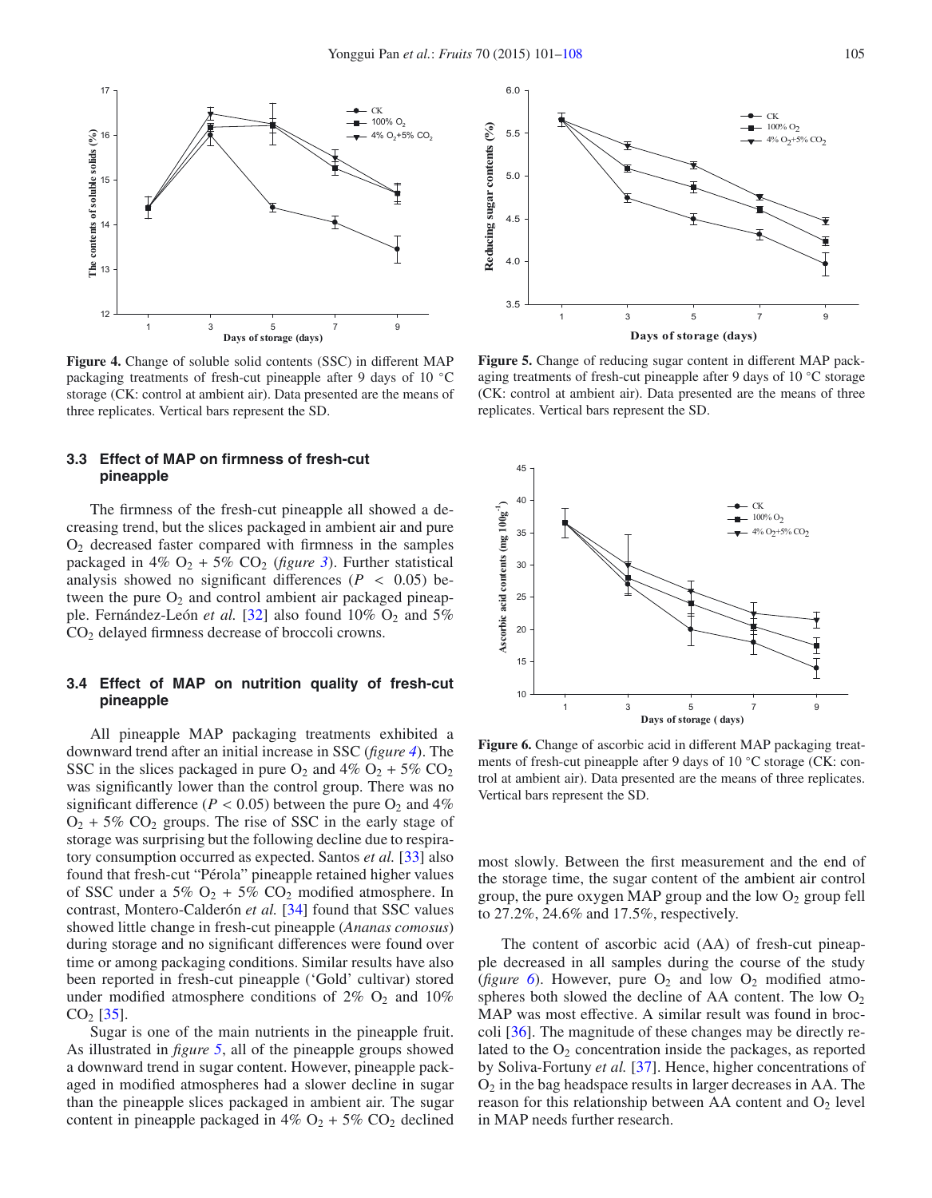Figure 4. Change of soluble solid contents (SSC) in different MAP packaging treatments of fresh-cut pineapple after 9 days of 10 °C storage (CK: control at ambient air). Data presented are the means of three replicates. Vertical bars represent the SD.

Figure 5. Change of reducing sugar content in different MAP packaging treatments of fresh-cut pineapple after 9 days of 10 °C storage (CK: control at ambient air). Data presented are the means of three replicates. Vertical bars represent the SD.

### 3.3 Effect of MAP on firmness of fresh-cut pineapple

The firmness of the fresh-cut pineapple all showed a decreasing trend, but the slices packaged in ambient air and pure $O_2$ decreased faster compared with firmness in the samples packaged in 4% $O_2$ + 5% $CO_2$ (*figure 3*). Further statistical analysis showed no significant differences ($P < 0.05$) between the pure $O_2$ and control ambient air packaged pineapple. Fernández-León *et al.* [32] also found 10% $O_2$ and 5% $CO_2$ delayed firmness decrease of broccoli crowns.

### 3.4 Effect of MAP on nutrition quality of fresh-cut pineapple

All pineapple MAP packaging treatments exhibited a downward trend after an initial increase in SSC (*figure 4*). The SSC in the slices packaged in pure $O_2$ and 4% $O_2$ + 5% $CO_2$ was significantly lower than the control group. There was no significant difference ($P < 0.05$) between the pure $O_2$ and 4% $O_2$ + 5% $CO_2$ groups. The rise of SSC in the early stage of storage was surprising but the following decline due to respiratory consumption occurred as expected. Santos *et al.* [33] also found that fresh-cut "Pérola" pineapple retained higher values of SSC under a 5% $O_2$ + 5% $CO_2$ modified atmosphere. In contrast, Montero-Calderón *et al.* [34] found that SSC values showed little change in fresh-cut pineapple (*Ananas comosus*) during storage and no significant differences were found over time or among packaging conditions. Similar results have also been reported in fresh-cut pineapple ('Gold' cultivar) stored under modified atmosphere conditions of 2% $O_2$ and 10% $CO_2$ [35].

Sugar is one of the main nutrients in the pineapple fruit. As illustrated in *figure 5*, all of the pineapple groups showed a downward trend in sugar content. However, pineapple packaged in modified atmospheres had a slower decline in sugar than the pineapple slices packaged in ambient air. The sugar content in pineapple packaged in 4% $O_2$ + 5% $CO_2$ declined most slowly. Between the first measurement and the end of the storage time, the sugar content of the ambient air control group, the pure oxygen MAP group and the low $O_2$ group fell to 27.2%, 24.6% and 17.5%, respectively.

Figure 6. Change of ascorbic acid in different MAP packaging treatments of fresh-cut pineapple after 9 days of 10 °C storage (CK: control at ambient air). Data presented are the means of three replicates. Vertical bars represent the SD.

The content of ascorbic acid (AA) of fresh-cut pineapple decreased in all samples during the course of the study (*figure 6*). However, pure $O_2$ and low $O_2$ modified atmospheres both slowed the decline of AA content. The low $O_2$ MAP was most effective. A similar result was found in broccoli [36]. The magnitude of these changes may be directly related to the $O_2$ concentration inside the packages, as reported by Soliva-Fortuny *et al.* [37]. Hence, higher concentrations of $O_2$ in the bag headspace results in larger decreases in AA. The reason for this relationship between AA content and $O_2$ level in MAP needs further research.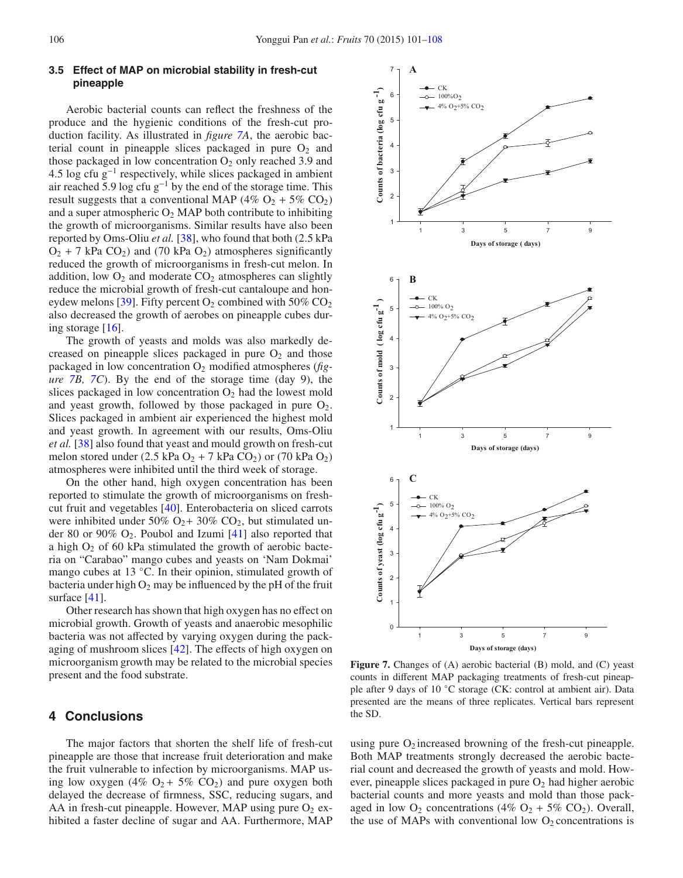### 3.5 Effect of MAP on microbial stability in fresh-cut pineapple

Aerobic bacterial counts can reflect the freshness of the produce and the hygienic conditions of the fresh-cut production facility. As illustrated in *figure 7A*, the aerobic bacterial count in pineapple slices packaged in pure $O_2$ and those packaged in low concentration $O_2$ only reached 3.9 and 4.5 log cfu $g^{-1}$ respectively, while slices packaged in ambient air reached 5.9 log cfu $g^{-1}$ by the end of the storage time. This result suggests that a conventional MAP (4% $O_2$ + 5% $CO_2$) and a super atmospheric $O_2$ MAP both contribute to inhibiting the growth of microorganisms. Similar results have also been reported by Oms-Oliu *et al.* [38], who found that both (2.5 kPa $O_2$ + 7 kPa $CO_2$) and (70 kPa $O_2$) atmospheres significantly reduced the growth of microorganisms in fresh-cut melon. In addition, low $O_2$ and moderate $CO_2$ atmospheres can slightly reduce the microbial growth of fresh-cut cantaloupe and honeydew melons [39]. Fifty percent $O_2$ combined with 50% $CO_2$ also decreased the growth of aerobes on pineapple cubes during storage [16].

The growth of yeasts and molds was also markedly decreased on pineapple slices packaged in pure $O_2$ and those packaged in low concentration $O_2$ modified atmospheres (*figure 7B, 7C*). By the end of the storage time (day 9), the slices packaged in low concentration $O_2$ had the lowest mold and yeast growth, followed by those packaged in pure $O_2$. Slices packaged in ambient air experienced the highest mold and yeast growth. In agreement with our results, Oms-Oliu *et al.* [38] also found that yeast and mould growth on fresh-cut melon stored under (2.5 kPa $O_2$ + 7 kPa $CO_2$) or (70 kPa $O_2$) atmospheres were inhibited until the third week of storage.

On the other hand, high oxygen concentration has been reported to stimulate the growth of microorganisms on fresh-cut fruit and vegetables [40]. Enterobacteria on sliced carrots were inhibited under 50% $O_2$+ 30% $CO_2$, but stimulated under 80 or 90% $O_2$. Poubol and Izumi [41] also reported that a high $O_2$ of 60 kPa stimulated the growth of aerobic bacteria on "Carabao" mango cubes and yeasts on 'Nam Dokmai' mango cubes at 13 °C. In their opinion, stimulated growth of bacteria under high $O_2$ may be influenced by the pH of the fruit surface [41].

Other research has shown that high oxygen has no effect on microbial growth. Growth of yeasts and anaerobic mesophilic bacteria was not affected by varying oxygen during the packaging of mushroom slices [42]. The effects of high oxygen on microorganism growth may be related to the microbial species present and the food substrate.

**Figure 7.** Changes of (A) aerobic bacterial (B) mold, and (C) yeast counts in different MAP packaging treatments of fresh-cut pineapple after 9 days of 10 °C storage (CK: control at ambient air). Data presented are the means of three replicates. Vertical bars represent the SD.

## 4 Conclusions

The major factors that shorten the shelf life of fresh-cut pineapple are those that increase fruit deterioration and make the fruit vulnerable to infection by microorganisms. MAP using low oxygen (4% $O_2$+ 5% $CO_2$) and pure oxygen both delayed the decrease of firmness, SSC, reducing sugars, and AA in fresh-cut pineapple. However, MAP using pure $O_2$ exhibited a faster decline of sugar and AA. Furthermore, MAP using pure $O_2$ increased browning of the fresh-cut pineapple. Both MAP treatments strongly decreased the aerobic bacterial count and decreased the growth of yeasts and mold. However, pineapple slices packaged in pure $O_2$ had higher aerobic bacterial counts and more yeasts and mold than those packaged in low $O_2$ concentrations (4% $O_2$ + 5% $CO_2$). Overall, the use of MAPs with conventional low $O_2$ concentrations is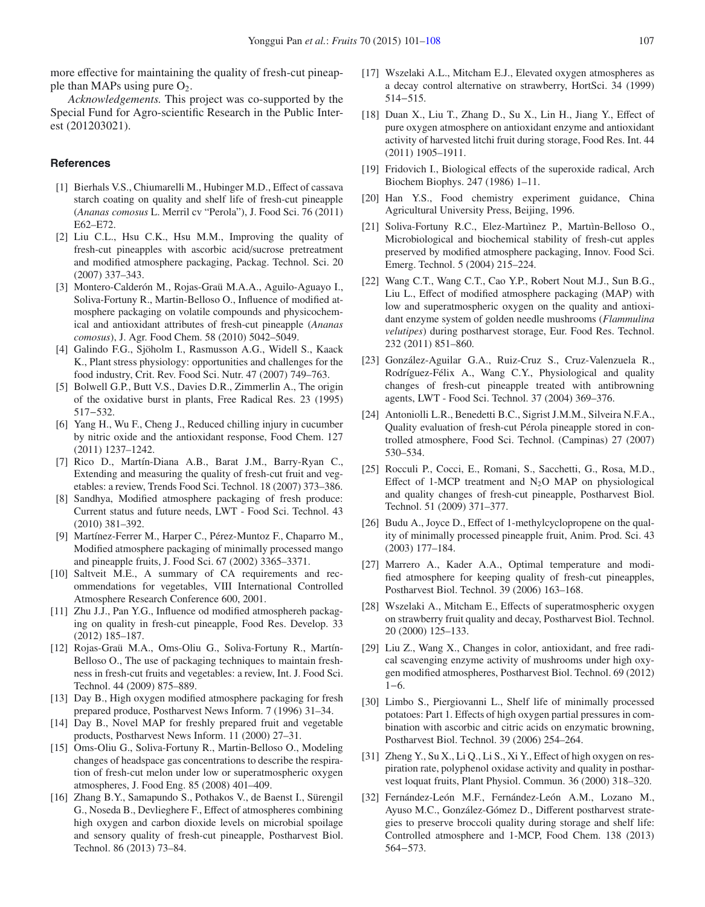more effective for maintaining the quality of fresh-cut pineapple than MAPs using pure $O_2$.

*Acknowledgements.* This project was co-supported by the Special Fund for Agro-scientific Research in the Public Interest (201203021).

## References

[1] Bierhals V.S., Chiumarelli M., Hubinger M.D., Effect of cassava starch coating on quality and shelf life of fresh-cut pineapple (*Ananas comosus* L. Merril cv "Perola"), J. Food Sci. 76 (2011) E62–E72.

[2] Liu C.L., Hsu C.K., Hsu M.M., Improving the quality of fresh-cut pineapples with ascorbic acid/sucrose pretreatment and modified atmosphere packaging, Packag. Technol. Sci. 20 (2007) 337–343.

[3] Montero-Calderón M., Rojas-Graü M.A.A., Aguilo-Aguayo I., Soliva-Fortuny R., Martin-Belloso O., Influence of modified atmosphere packaging on volatile compounds and physicochemical and antioxidant attributes of fresh-cut pineapple (*Ananas comosus*), J. Agr. Food Chem. 58 (2010) 5042–5049.

[4] Galindo F.G., Sjöholm I., Rasmusson A.G., Widell S., Kaack K., Plant stress physiology: opportunities and challenges for the food industry, Crit. Rev. Food Sci. Nutr. 47 (2007) 749–763.

[5] Bolwell G.P., Butt V.S., Davies D.R., Zimmerlin A., The origin of the oxidative burst in plants, Free Radical Res. 23 (1995) 517–532.

[6] Yang H., Wu F., Cheng J., Reduced chilling injury in cucumber by nitric oxide and the antioxidant response, Food Chem. 127 (2011) 1237–1242.

[7] Rico D., Martín-Diana A.B., Barat J.M., Barry-Ryan C., Extending and measuring the quality of fresh-cut fruit and vegetables: a review, Trends Food Sci. Technol. 18 (2007) 373–386.

[8] Sandhya, Modified atmosphere packaging of fresh produce: Current status and future needs, LWT - Food Sci. Technol. 43 (2010) 381–392.

[9] Martínez-Ferrer M., Harper C., Pérez-Muntoz F., Chaparro M., Modified atmosphere packaging of minimally processed mango and pineapple fruits, J. Food Sci. 67 (2002) 3365–3371.

[10] Saltveit M.E., A summary of CA requirements and recommendations for vegetables, VIII International Controlled Atmosphere Research Conference 600, 2001.

[11] Zhu J.J., Pan Y.G., Influence od modified atmosphereh packaging on quality in fresh-cut pineapple, Food Res. Develop. 33 (2012) 185–187.

[12] Rojas-Graü M.A., Oms-Oliu G., Soliva-Fortuny R., Martín-Belloso O., The use of packaging techniques to maintain freshness in fresh-cut fruits and vegetables: a review, Int. J. Food Sci. Technol. 44 (2009) 875–889.

[13] Day B., High oxygen modified atmosphere packaging for fresh prepared produce, Postharvest News Inform. 7 (1996) 31–34.

[14] Day B., Novel MAP for freshly prepared fruit and vegetable products, Postharvest News Inform. 11 (2000) 27–31.

[15] Oms-Oliu G., Soliva-Fortuny R., Martin-Belloso O., Modeling changes of headspace gas concentrations to describe the respiration of fresh-cut melon under low or superatmospheric oxygen atmospheres, J. Food Eng. 85 (2008) 401–409.

[16] Zhang B.Y., Samapundo S., Pothakos V., de Baenst I., Sürengil G., Noseda B., Devlieghere F., Effect of atmospheres combining high oxygen and carbon dioxide levels on microbial spoilage and sensory quality of fresh-cut pineapple, Postharvest Biol. Technol. 86 (2013) 73–84.

[17] Wszelaki A.L., Mitcham E.J., Elevated oxygen atmospheres as a decay control alternative on strawberry, HortSci. 34 (1999) 514–515.

[18] Duan X., Liu T., Zhang D., Su X., Lin H., Jiang Y., Effect of pure oxygen atmosphere on antioxidant enzyme and antioxidant activity of harvested litchi fruit during storage, Food Res. Int. 44 (2011) 1905–1911.

[19] Fridovich I., Biological effects of the superoxide radical, Arch Biochem Biophys. 247 (1986) 1–11.

[20] Han Y.S., Food chemistry experiment guidance, China Agricultural University Press, Beijing, 1996.

[21] Soliva-Fortuny R.C., Elez-Martìnez P., Martùn-Belloso O., Microbiological and biochemical stability of fresh-cut apples preserved by modified atmosphere packaging, Innov. Food Sci. Emerg. Technol. 5 (2004) 215–224.

[22] Wang C.T., Wang C.T., Cao Y.P., Robert Nout M.J., Sun B.G., Liu L., Effect of modified atmosphere packaging (MAP) with low and superatmospheric oxygen on the quality and antioxidant enzyme system of golden needle mushrooms (*Flammulina velutipes*) during postharvest storage, Eur. Food Res. Technol. 232 (2011) 851–860.

[23] González-Aguilar G.A., Ruiz-Cruz S., Cruz-Valenzuela R., Rodríguez-Félix A., Wang C.Y., Physiological and quality changes of fresh-cut pineapple treated with antibrowning agents, LWT - Food Sci. Technol. 37 (2004) 369–376.

[24] Antoniolli L.R., Benedetti B.C., Sigrist J.M.M., Silveira N.F.A., Quality evaluation of fresh-cut Pérola pineapple stored in controlled atmosphere, Food Sci. Technol. (Campinas) 27 (2007) 530–534.

[25] Rocculi P., Cocci, E., Romani, S., Sacchetti, G., Rosa, M.D., Effect of 1-MCP treatment and $N_2O$ MAP on physiological and quality changes of fresh-cut pineapple, Postharvest Biol. Technol. 51 (2009) 371–377.

[26] Budu A., Joyce D., Effect of 1-methylcyclopropene on the quality of minimally processed pineapple fruit, Anim. Prod. Sci. 43 (2003) 177–184.

[27] Marrero A., Kader A.A., Optimal temperature and modified atmosphere for keeping quality of fresh-cut pineapples, Postharvest Biol. Technol. 39 (2006) 163–168.

[28] Wszelaki A., Mitcham E., Effects of superatmospheric oxygen on strawberry fruit quality and decay, Postharvest Biol. Technol. 20 (2000) 125–133.

[29] Liu Z., Wang X., Changes in color, antioxidant, and free radical scavenging enzyme activity of mushrooms under high oxygen modified atmospheres, Postharvest Biol. Technol. 69 (2012) 1–6.

[30] Limbo S., Piergiovanni L., Shelf life of minimally processed potatoes: Part 1. Effects of high oxygen partial pressures in combination with ascorbic and citric acids on enzymatic browning, Postharvest Biol. Technol. 39 (2006) 254–264.

[31] Zheng Y., Su X., Li Q., Li S., Xi Y., Effect of high oxygen on respiration rate, polyphenol oxidase activity and quality in postharvest loquat fruits, Plant Physiol. Commun. 36 (2000) 318–320.

[32] Fernández-León M.F., Fernández-León A.M., Lozano M., Ayuso M.C., González-Gómez D., Different postharvest strategies to preserve broccoli quality during storage and shelf life: Controlled atmosphere and 1-MCP, Food Chem. 138 (2013) 564–573.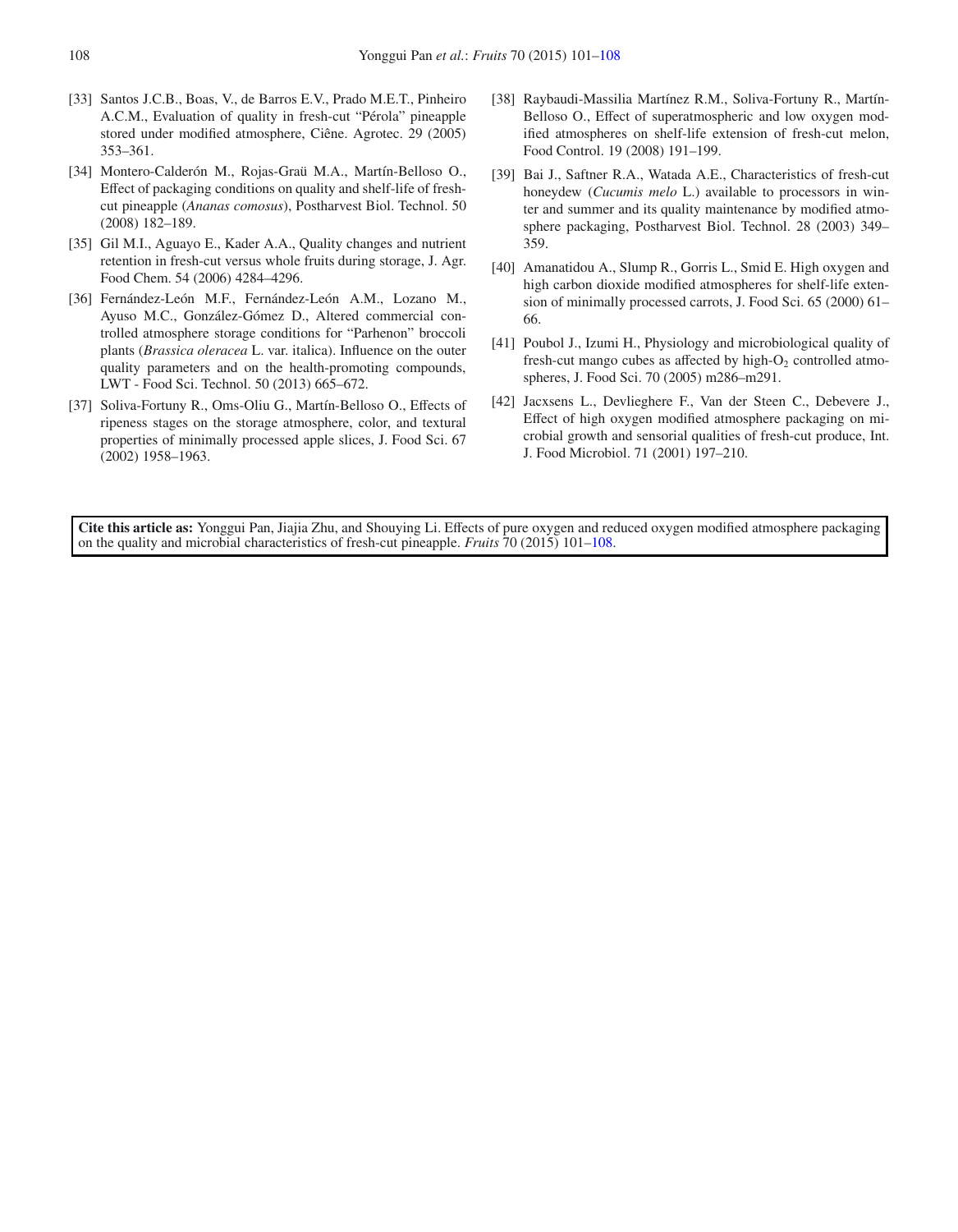[33] Santos J.C.B., Boas, V., de Barros E.V., Prado M.E.T., Pinheiro A.C.M., Evaluation of quality in fresh-cut "Pérola" pineapple stored under modified atmosphere, Ciêne. Agrotec. 29 (2005) 353–361.

[34] Montero-Calderón M., Rojas-Graü M.A., Martín-Belloso O., Effect of packaging conditions on quality and shelf-life of fresh-cut pineapple (*Ananas comosus*), Postharvest Biol. Technol. 50 (2008) 182–189.

[35] Gil M.I., Aguayo E., Kader A.A., Quality changes and nutrient retention in fresh-cut versus whole fruits during storage, J. Agr. Food Chem. 54 (2006) 4284–4296.

[36] Fernández-León M.F., Fernández-León A.M., Lozano M., Ayuso M.C., González-Gómez D., Altered commercial controlled atmosphere storage conditions for "Parhenon" broccoli plants (*Brassica oleracea* L. var. italica). Influence on the outer quality parameters and on the health-promoting compounds, LWT - Food Sci. Technol. 50 (2013) 665–672.

[37] Soliva-Fortuny R., Oms-Oliu G., Martín-Belloso O., Effects of ripeness stages on the storage atmosphere, color, and textural properties of minimally processed apple slices, J. Food Sci. 67 (2002) 1958–1963.

[38] Raybaudi-Massilia Martínez R.M., Soliva-Fortuny R., Martín-Belloso O., Effect of superatmospheric and low oxygen modified atmospheres on shelf-life extension of fresh-cut melon, Food Control. 19 (2008) 191–199.

[39] Bai J., Saftner R.A., Watada A.E., Characteristics of fresh-cut honeydew (*Cucumis melo* L.) available to processors in winter and summer and its quality maintenance by modified atmosphere packaging, Postharvest Biol. Technol. 28 (2003) 349–359.

[40] Amanatidou A., Slump R., Gorris L., Smid E. High oxygen and high carbon dioxide modified atmospheres for shelf-life extension of minimally processed carrots, J. Food Sci. 65 (2000) 61–66.

[41] Poubol J., Izumi H., Physiology and microbiological quality of fresh-cut mango cubes as affected by high-$O_2$ controlled atmospheres, J. Food Sci. 70 (2005) m286–m291.

[42] Jacxsens L., Devlieghere F., Van der Steen C., Debevere J., Effect of high oxygen modified atmosphere packaging on microbial growth and sensorial qualities of fresh-cut produce, Int. J. Food Microbiol. 71 (2001) 197–210.

**Cite this article as:** Yonggui Pan, Jiajia Zhu, and Shouying Li. Effects of pure oxygen and reduced oxygen modified atmosphere packaging on the quality and microbial characteristics of fresh-cut pineapple. *Fruits* 70 (2015) 101–108.